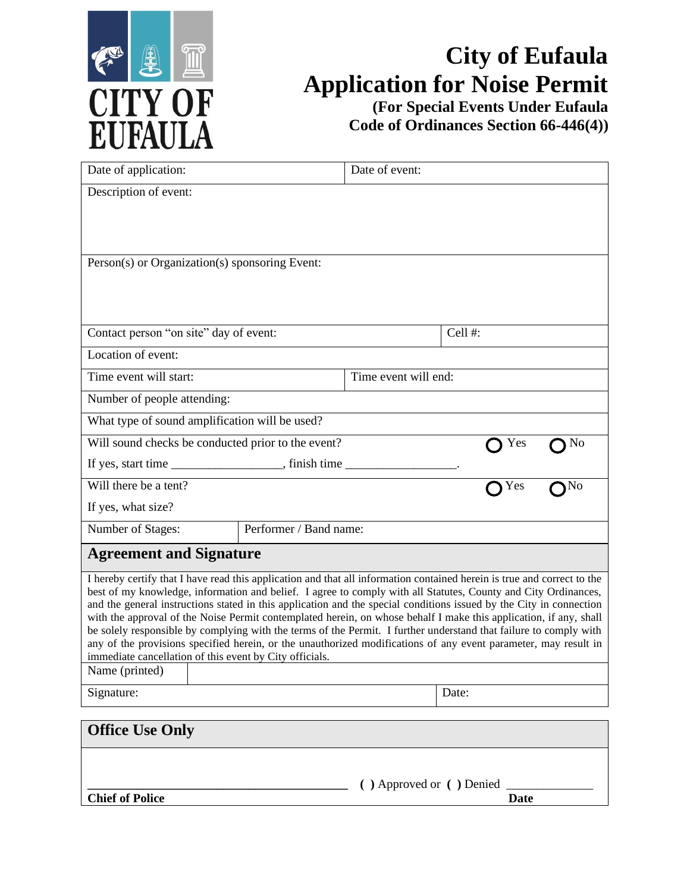# City of Eufaula Application for Noise Permit

### (For Special Events Under Eufaula Code of Ordinances Section 66-446(4))

| Date of application: | Date of event: |
|---|---|
| Description of event: | |
| Person(s) or Organization(s) sponsoring Event: | |
| Contact person "on site" day of event: | Cell #: |
| Location of event: | |
| Time event will start: | Time event will end: |
| Number of people attending: | |
| What type of sound amplification will be used? | |
| Will sound checks be conducted prior to the event? | ○ Yes ○ No |
| If yes, start time _________________, finish time _________________. | |
| Will there be a tent? | ○ Yes ○ No |
| If yes, what size? | |
| Number of Stages: | Performer / Band name: |

## Agreement and Signature

I hereby certify that I have read this application and that all information contained herein is true and correct to the best of my knowledge, information and belief. I agree to comply with all Statutes, County and City Ordinances, and the general instructions stated in this application and the special conditions issued by the City in connection with the approval of the Noise Permit contemplated herein, on whose behalf I make this application, if any, shall be solely responsible by complying with the terms of the Permit. I further understand that failure to comply with any of the provisions specified herein, or the unauthorized modifications of any event parameter, may result in immediate cancellation of this event by City officials.

| Name (printed) | |
|---|---|
| Signature: | Date: |

## Office Use Only

________________________________________ **( )** Approved or **( )** Denied _____________

**Chief of Police** **Date**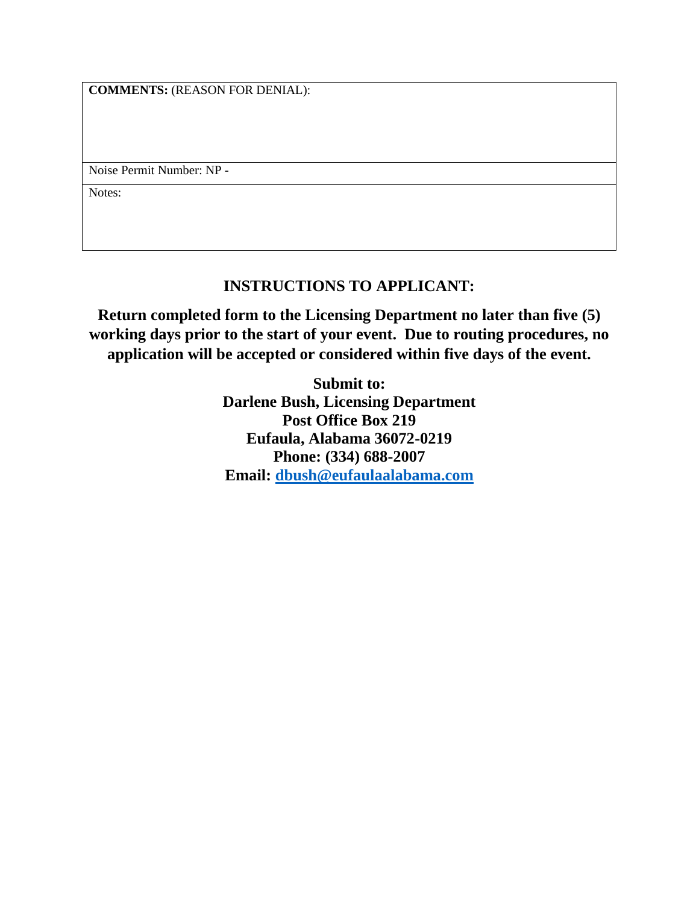| |
|---|
| **COMMENTS:** (REASON FOR DENIAL): |
| Noise Permit Number: NP - |
| Notes: |

## INSTRUCTIONS TO APPLICANT:

**Return completed form to the Licensing Department no later than five (5) working days prior to the start of your event. Due to routing procedures, no application will be accepted or considered within five days of the event.**

**Submit to:**
**Darlene Bush, Licensing Department**
**Post Office Box 219**
**Eufaula, Alabama 36072-0219**
**Phone: (334) 688-2007**
**Email: dbush@eufaulaalabama.com**